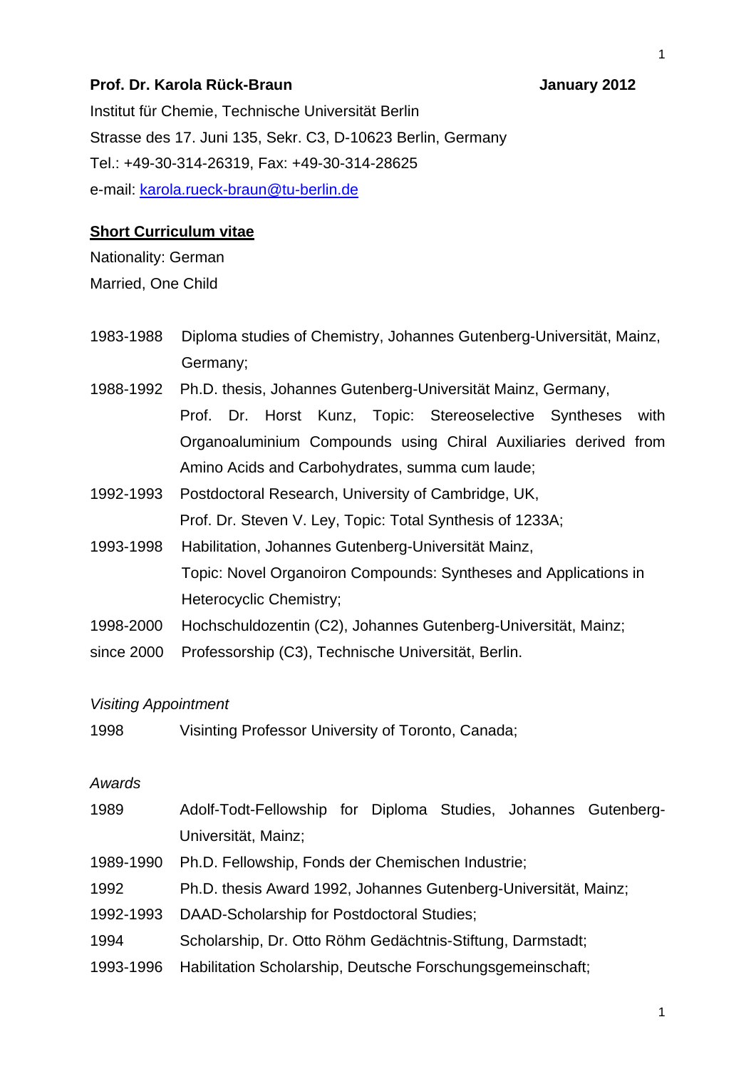**Prof. Dr. Karola Rück-Braun** **January 2012**

Institut für Chemie, Technische Universität Berlin
Strasse des 17. Juni 135, Sekr. C3, D-10623 Berlin, Germany
Tel.: +49-30-314-26319, Fax: +49-30-314-28625
e-mail: karola.rueck-braun@tu-berlin.de

## Short Curriculum vitae

Nationality: German
Married, One Child

| | |
|---|---|
| 1983-1988 | Diploma studies of Chemistry, Johannes Gutenberg-Universität, Mainz, Germany; |
| 1988-1992 | Ph.D. thesis, Johannes Gutenberg-Universität Mainz, Germany, Prof. Dr. Horst Kunz, Topic: Stereoselective Syntheses with Organoaluminium Compounds using Chiral Auxiliaries derived from Amino Acids and Carbohydrates, summa cum laude; |
| 1992-1993 | Postdoctoral Research, University of Cambridge, UK, Prof. Dr. Steven V. Ley, Topic: Total Synthesis of 1233A; |
| 1993-1998 | Habilitation, Johannes Gutenberg-Universität Mainz, Topic: Novel Organoiron Compounds: Syntheses and Applications in Heterocyclic Chemistry; |
| 1998-2000 | Hochschuldozentin (C2), Johannes Gutenberg-Universität, Mainz; |
| since 2000 | Professorship (C3), Technische Universität, Berlin. |

*Visiting Appointment*

| | |
|---|---|
| 1998 | Visinting Professor University of Toronto, Canada; |

*Awards*

| | |
|---|---|
| 1989 | Adolf-Todt-Fellowship for Diploma Studies, Johannes Gutenberg-Universität, Mainz; |
| 1989-1990 | Ph.D. Fellowship, Fonds der Chemischen Industrie; |
| 1992 | Ph.D. thesis Award 1992, Johannes Gutenberg-Universität, Mainz; |
| 1992-1993 | DAAD-Scholarship for Postdoctoral Studies; |
| 1994 | Scholarship, Dr. Otto Röhm Gedächtnis-Stiftung, Darmstadt; |
| 1993-1996 | Habilitation Scholarship, Deutsche Forschungsgemeinschaft; |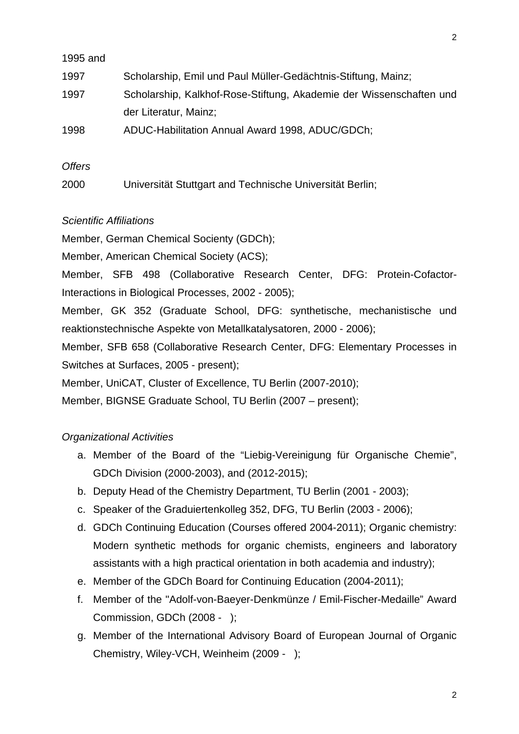| | |
|---|---|
| 1995 and | |
| 1997 | Scholarship, Emil und Paul Müller-Gedächtnis-Stiftung, Mainz; |
| 1997 | Scholarship, Kalkhof-Rose-Stiftung, Akademie der Wissenschaften und der Literatur, Mainz; |
| 1998 | ADUC-Habilitation Annual Award 1998, ADUC/GDCh; |

*Offers*

| | |
|---|---|
| 2000 | Universität Stuttgart and Technische Universität Berlin; |

*Scientific Affiliations*

Member, German Chemical Socienty (GDCh);

Member, American Chemical Society (ACS);

Member, SFB 498 (Collaborative Research Center, DFG: Protein-Cofactor-Interactions in Biological Processes, 2002 - 2005);

Member, GK 352 (Graduate School, DFG: synthetische, mechanistische und reaktionstechnische Aspekte von Metallkatalysatoren, 2000 - 2006);

Member, SFB 658 (Collaborative Research Center, DFG: Elementary Processes in Switches at Surfaces, 2005 - present);

Member, UniCAT, Cluster of Excellence, TU Berlin (2007-2010);

Member, BIGNSE Graduate School, TU Berlin (2007 – present);

*Organizational Activities*

a. Member of the Board of the "Liebig-Vereinigung für Organische Chemie", GDCh Division (2000-2003), and (2012-2015);
b. Deputy Head of the Chemistry Department, TU Berlin (2001 - 2003);
c. Speaker of the Graduiertenkolleg 352, DFG, TU Berlin (2003 - 2006);
d. GDCh Continuing Education (Courses offered 2004-2011); Organic chemistry: Modern synthetic methods for organic chemists, engineers and laboratory assistants with a high practical orientation in both academia and industry);
e. Member of the GDCh Board for Continuing Education (2004-2011);
f. Member of the "Adolf-von-Baeyer-Denkmünze / Emil-Fischer-Medaille" Award Commission, GDCh (2008 - );
g. Member of the International Advisory Board of European Journal of Organic Chemistry, Wiley-VCH, Weinheim (2009 - );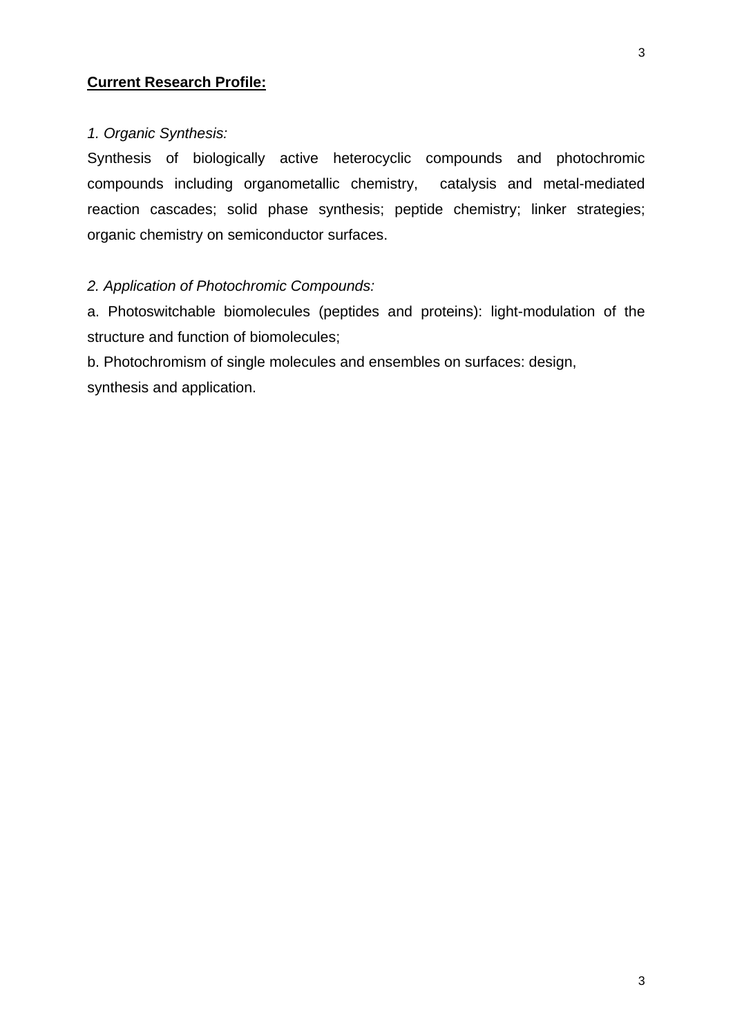## **Current Research Profile:**

*1. Organic Synthesis:*

Synthesis of biologically active heterocyclic compounds and photochromic compounds including organometallic chemistry, catalysis and metal-mediated reaction cascades; solid phase synthesis; peptide chemistry; linker strategies; organic chemistry on semiconductor surfaces.

*2. Application of Photochromic Compounds:*

a. Photoswitchable biomolecules (peptides and proteins): light-modulation of the structure and function of biomolecules;

b. Photochromism of single molecules and ensembles on surfaces: design, synthesis and application.